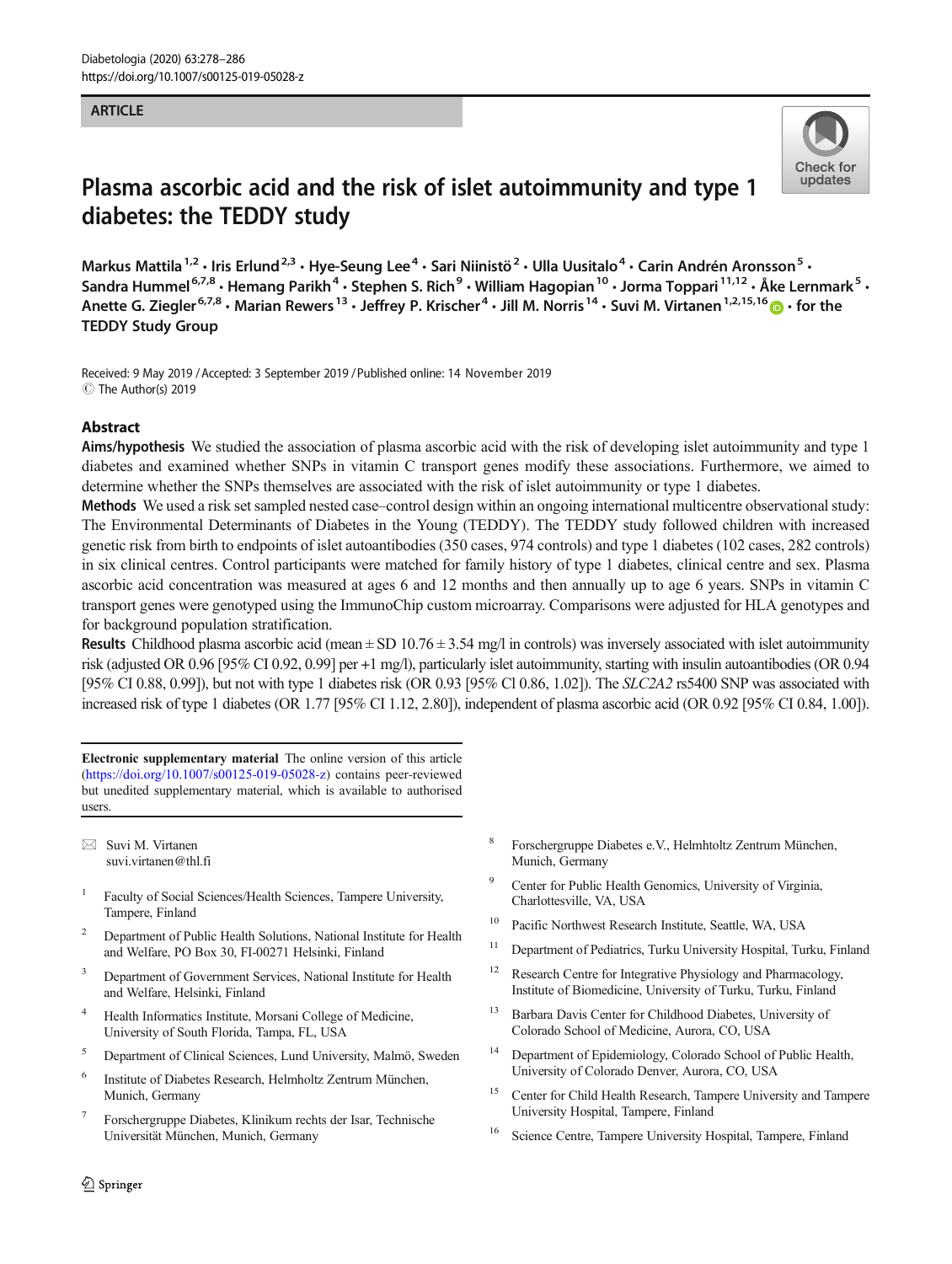ARTICLE

# Plasma ascorbic acid and the risk of islet autoimmunity and type 1 diabetes: the TEDDY study

Markus Mattila[1,2] · Iris Erlund[2,3] · Hye-Seung Lee[4] · Sari Niinistö[2] · Ulla Uusitalo[4] · Carin Andrén Aronsson[5] · Sandra Hummel[6,7,8] · Hemang Parikh[4] · Stephen S. Rich[9] · William Hagopian[10] · Jorma Toppari[11,12] · Åke Lernmark[5] · Anette G. Ziegler[6,7,8] · Marian Rewers[13] · Jeffrey P. Krischer[4] · Jill M. Norris[14] · Suvi M. Virtanen[1,2,15,16] · for the TEDDY Study Group

Received: 9 May 2019 / Accepted: 3 September 2019 / Published online: 14 November 2019
© The Author(s) 2019

## Abstract

**Aims/hypothesis** We studied the association of plasma ascorbic acid with the risk of developing islet autoimmunity and type 1 diabetes and examined whether SNPs in vitamin C transport genes modify these associations. Furthermore, we aimed to determine whether the SNPs themselves are associated with the risk of islet autoimmunity or type 1 diabetes.

**Methods** We used a risk set sampled nested case–control design within an ongoing international multicentre observational study: The Environmental Determinants of Diabetes in the Young (TEDDY). The TEDDY study followed children with increased genetic risk from birth to endpoints of islet autoantibodies (350 cases, 974 controls) and type 1 diabetes (102 cases, 282 controls) in six clinical centres. Control participants were matched for family history of type 1 diabetes, clinical centre and sex. Plasma ascorbic acid concentration was measured at ages 6 and 12 months and then annually up to age 6 years. SNPs in vitamin C transport genes were genotyped using the ImmunoChip custom microarray. Comparisons were adjusted for HLA genotypes and for background population stratification.

**Results** Childhood plasma ascorbic acid (mean ± SD 10.76 ± 3.54 mg/l in controls) was inversely associated with islet autoimmunity risk (adjusted OR 0.96 [95% CI 0.92, 0.99] per +1 mg/l), particularly islet autoimmunity, starting with insulin autoantibodies (OR 0.94 [95% CI 0.88, 0.99]), but not with type 1 diabetes risk (OR 0.93 [95% CI 0.86, 1.02]). The *SLC2A2* rs5400 SNP was associated with increased risk of type 1 diabetes (OR 1.77 [95% CI 1.12, 2.80]), independent of plasma ascorbic acid (OR 0.92 [95% CI 0.84, 1.00]).

---

**Electronic supplementary material** The online version of this article (https://doi.org/10.1007/s00125-019-05028-z) contains peer-reviewed but unedited supplementary material, which is available to authorised users.

✉ Suvi M. Virtanen
suvi.virtanen@thl.fi

1. Faculty of Social Sciences/Health Sciences, Tampere University, Tampere, Finland
2. Department of Public Health Solutions, National Institute for Health and Welfare, PO Box 30, FI-00271 Helsinki, Finland
3. Department of Government Services, National Institute for Health and Welfare, Helsinki, Finland
4. Health Informatics Institute, Morsani College of Medicine, University of South Florida, Tampa, FL, USA
5. Department of Clinical Sciences, Lund University, Malmö, Sweden
6. Institute of Diabetes Research, Helmholtz Zentrum München, Munich, Germany
7. Forschergruppe Diabetes, Klinikum rechts der Isar, Technische Universität München, Munich, Germany
8. Forschergruppe Diabetes e.V., Helmhtoltz Zentrum München, Munich, Germany
9. Center for Public Health Genomics, University of Virginia, Charlottesville, VA, USA
10. Pacific Northwest Research Institute, Seattle, WA, USA
11. Department of Pediatrics, Turku University Hospital, Turku, Finland
12. Research Centre for Integrative Physiology and Pharmacology, Institute of Biomedicine, University of Turku, Turku, Finland
13. Barbara Davis Center for Childhood Diabetes, University of Colorado School of Medicine, Aurora, CO, USA
14. Department of Epidemiology, Colorado School of Public Health, University of Colorado Denver, Aurora, CO, USA
15. Center for Child Health Research, Tampere University and Tampere University Hospital, Tampere, Finland
16. Science Centre, Tampere University Hospital, Tampere, Finland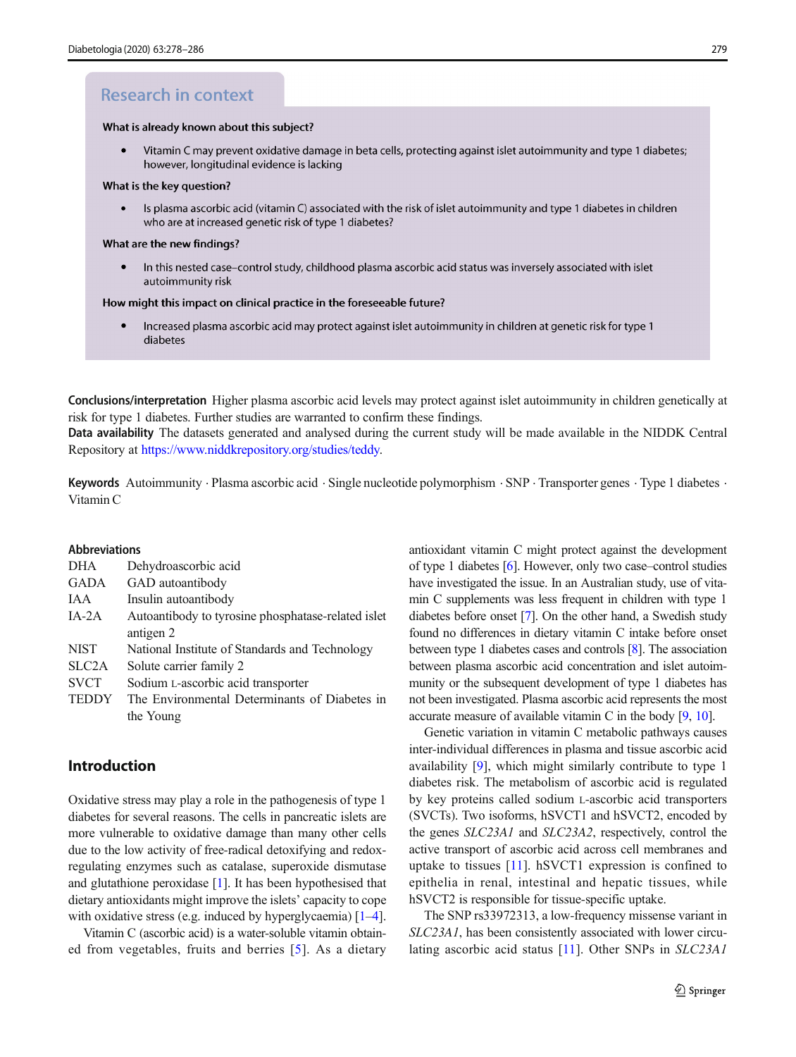## Research in context

**What is already known about this subject?**

- Vitamin C may prevent oxidative damage in beta cells, protecting against islet autoimmunity and type 1 diabetes; however, longitudinal evidence is lacking

**What is the key question?**

- Is plasma ascorbic acid (vitamin C) associated with the risk of islet autoimmunity and type 1 diabetes in children who are at increased genetic risk of type 1 diabetes?

**What are the new findings?**

- In this nested case–control study, childhood plasma ascorbic acid status was inversely associated with islet autoimmunity risk

**How might this impact on clinical practice in the foreseeable future?**

- Increased plasma ascorbic acid may protect against islet autoimmunity in children at genetic risk for type 1 diabetes

**Conclusions/interpretation** Higher plasma ascorbic acid levels may protect against islet autoimmunity in children genetically at risk for type 1 diabetes. Further studies are warranted to confirm these findings.

**Data availability** The datasets generated and analysed during the current study will be made available in the NIDDK Central Repository at https://www.niddkrepository.org/studies/teddy.

**Keywords** Autoimmunity · Plasma ascorbic acid · Single nucleotide polymorphism · SNP · Transporter genes · Type 1 diabetes · Vitamin C

**Abbreviations**

| | |
|---|---|
| DHA | Dehydroascorbic acid |
| GADA | GAD autoantibody |
| IAA | Insulin autoantibody |
| IA-2A | Autoantibody to tyrosine phosphatase-related islet antigen 2 |
| NIST | National Institute of Standards and Technology |
| SLC2A | Solute carrier family 2 |
| SVCT | Sodium L-ascorbic acid transporter |
| TEDDY | The Environmental Determinants of Diabetes in the Young |

## Introduction

Oxidative stress may play a role in the pathogenesis of type 1 diabetes for several reasons. The cells in pancreatic islets are more vulnerable to oxidative damage than many other cells due to the low activity of free-radical detoxifying and redox-regulating enzymes such as catalase, superoxide dismutase and glutathione peroxidase [1]. It has been hypothesised that dietary antioxidants might improve the islets' capacity to cope with oxidative stress (e.g. induced by hyperglycaemia) [1–4].

Vitamin C (ascorbic acid) is a water-soluble vitamin obtained from vegetables, fruits and berries [5]. As a dietary antioxidant vitamin C might protect against the development of type 1 diabetes [6]. However, only two case–control studies have investigated the issue. In an Australian study, use of vitamin C supplements was less frequent in children with type 1 diabetes before onset [7]. On the other hand, a Swedish study found no differences in dietary vitamin C intake before onset between type 1 diabetes cases and controls [8]. The association between plasma ascorbic acid concentration and islet autoimmunity or the subsequent development of type 1 diabetes has not been investigated. Plasma ascorbic acid represents the most accurate measure of available vitamin C in the body [9, 10].

Genetic variation in vitamin C metabolic pathways causes inter-individual differences in plasma and tissue ascorbic acid availability [9], which might similarly contribute to type 1 diabetes risk. The metabolism of ascorbic acid is regulated by key proteins called sodium L-ascorbic acid transporters (SVCTs). Two isoforms, hSVCT1 and hSVCT2, encoded by the genes *SLC23A1* and *SLC23A2*, respectively, control the active transport of ascorbic acid across cell membranes and uptake to tissues [11]. hSVCT1 expression is confined to epithelia in renal, intestinal and hepatic tissues, while hSVCT2 is responsible for tissue-specific uptake.

The SNP rs33972313, a low-frequency missense variant in *SLC23A1*, has been consistently associated with lower circulating ascorbic acid status [11]. Other SNPs in *SLC23A1*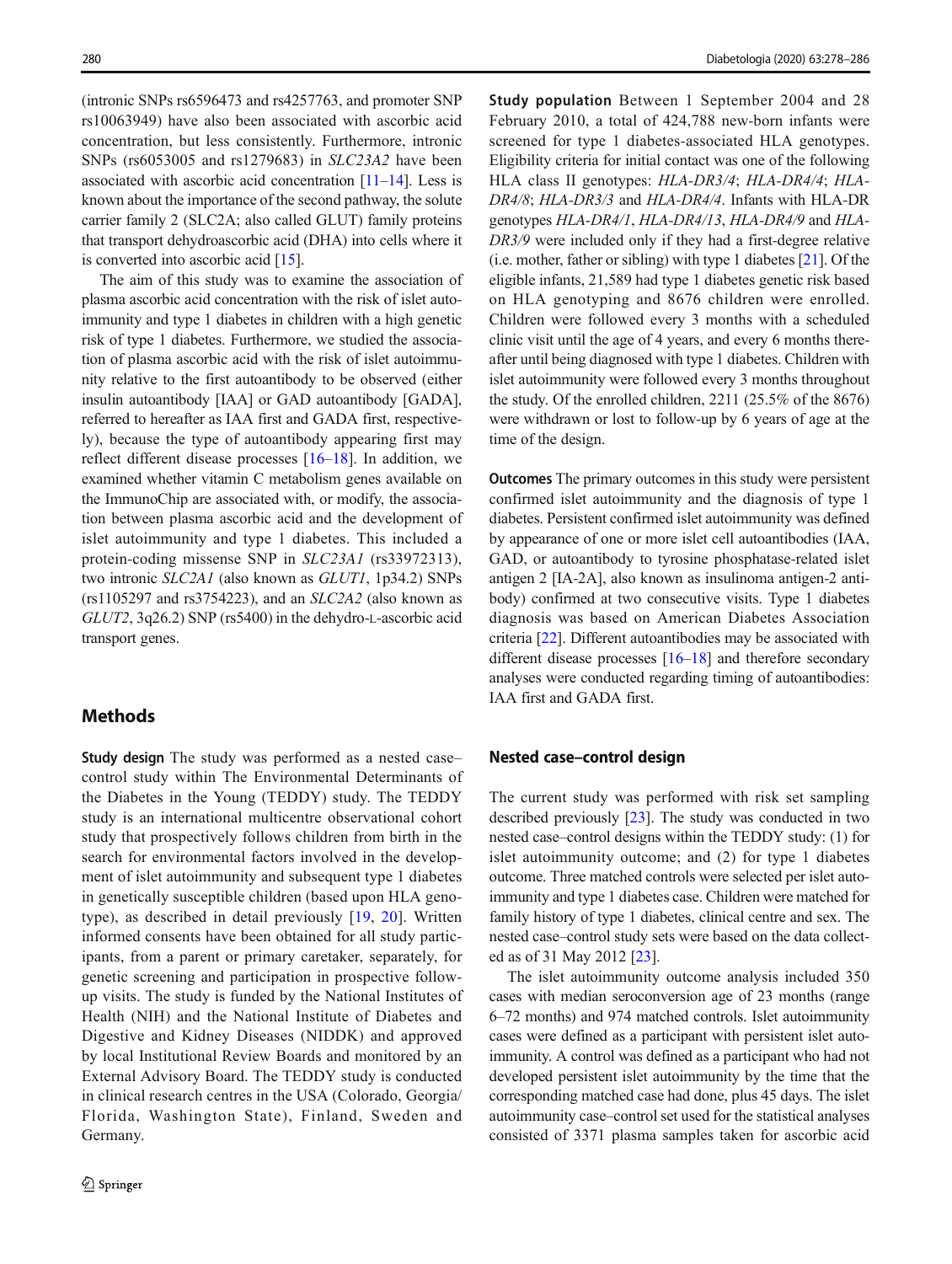(intronic SNPs rs6596473 and rs4257763, and promoter SNP rs10063949) have also been associated with ascorbic acid concentration, but less consistently. Furthermore, intronic SNPs (rs6053005 and rs1279683) in *SLC23A2* have been associated with ascorbic acid concentration [11–14]. Less is known about the importance of the second pathway, the solute carrier family 2 (SLC2A; also called GLUT) family proteins that transport dehydroascorbic acid (DHA) into cells where it is converted into ascorbic acid [15].

The aim of this study was to examine the association of plasma ascorbic acid concentration with the risk of islet autoimmunity and type 1 diabetes in children with a high genetic risk of type 1 diabetes. Furthermore, we studied the association of plasma ascorbic acid with the risk of islet autoimmunity relative to the first autoantibody to be observed (either insulin autoantibody [IAA] or GAD autoantibody [GADA], referred to hereafter as IAA first and GADA first, respectively), because the type of autoantibody appearing first may reflect different disease processes [16–18]. In addition, we examined whether vitamin C metabolism genes available on the ImmunoChip are associated with, or modify, the association between plasma ascorbic acid and the development of islet autoimmunity and type 1 diabetes. This included a protein-coding missense SNP in *SLC23A1* (rs33972313), two intronic *SLC2A1* (also known as *GLUT1*, 1p34.2) SNPs (rs1105297 and rs3754223), and an *SLC2A2* (also known as *GLUT2*, 3q26.2) SNP (rs5400) in the dehydro-L-ascorbic acid transport genes.

## Methods

**Study design** The study was performed as a nested case–control study within The Environmental Determinants of the Diabetes in the Young (TEDDY) study. The TEDDY study is an international multicentre observational cohort study that prospectively follows children from birth in the search for environmental factors involved in the development of islet autoimmunity and subsequent type 1 diabetes in genetically susceptible children (based upon HLA genotype), as described in detail previously [19, 20]. Written informed consents have been obtained for all study participants, from a parent or primary caretaker, separately, for genetic screening and participation in prospective follow-up visits. The study is funded by the National Institutes of Health (NIH) and the National Institute of Diabetes and Digestive and Kidney Diseases (NIDDK) and approved by local Institutional Review Boards and monitored by an External Advisory Board. The TEDDY study is conducted in clinical research centres in the USA (Colorado, Georgia/Florida, Washington State), Finland, Sweden and Germany.

**Study population** Between 1 September 2004 and 28 February 2010, a total of 424,788 new-born infants were screened for type 1 diabetes-associated HLA genotypes. Eligibility criteria for initial contact was one of the following HLA class II genotypes: *HLA-DR3/4*; *HLA-DR4/4*; *HLA-DR4/8*; *HLA-DR3/3* and *HLA-DR4/4*. Infants with HLA-DR genotypes *HLA-DR4/1*, *HLA-DR4/13*, *HLA-DR4/9* and *HLA-DR3/9* were included only if they had a first-degree relative (i.e. mother, father or sibling) with type 1 diabetes [21]. Of the eligible infants, 21,589 had type 1 diabetes genetic risk based on HLA genotyping and 8676 children were enrolled. Children were followed every 3 months with a scheduled clinic visit until the age of 4 years, and every 6 months thereafter until being diagnosed with type 1 diabetes. Children with islet autoimmunity were followed every 3 months throughout the study. Of the enrolled children, 2211 (25.5% of the 8676) were withdrawn or lost to follow-up by 6 years of age at the time of the design.

**Outcomes** The primary outcomes in this study were persistent confirmed islet autoimmunity and the diagnosis of type 1 diabetes. Persistent confirmed islet autoimmunity was defined by appearance of one or more islet cell autoantibodies (IAA, GAD, or autoantibody to tyrosine phosphatase-related islet antigen 2 [IA-2A], also known as insulinoma antigen-2 antibody) confirmed at two consecutive visits. Type 1 diabetes diagnosis was based on American Diabetes Association criteria [22]. Different autoantibodies may be associated with different disease processes [16–18] and therefore secondary analyses were conducted regarding timing of autoantibodies: IAA first and GADA first.

### Nested case–control design

The current study was performed with risk set sampling described previously [23]. The study was conducted in two nested case–control designs within the TEDDY study: (1) for islet autoimmunity outcome; and (2) for type 1 diabetes outcome. Three matched controls were selected per islet autoimmunity and type 1 diabetes case. Children were matched for family history of type 1 diabetes, clinical centre and sex. The nested case–control study sets were based on the data collected as of 31 May 2012 [23].

The islet autoimmunity outcome analysis included 350 cases with median seroconversion age of 23 months (range 6–72 months) and 974 matched controls. Islet autoimmunity cases were defined as a participant with persistent islet autoimmunity. A control was defined as a participant who had not developed persistent islet autoimmunity by the time that the corresponding matched case had done, plus 45 days. The islet autoimmunity case–control set used for the statistical analyses consisted of 3371 plasma samples taken for ascorbic acid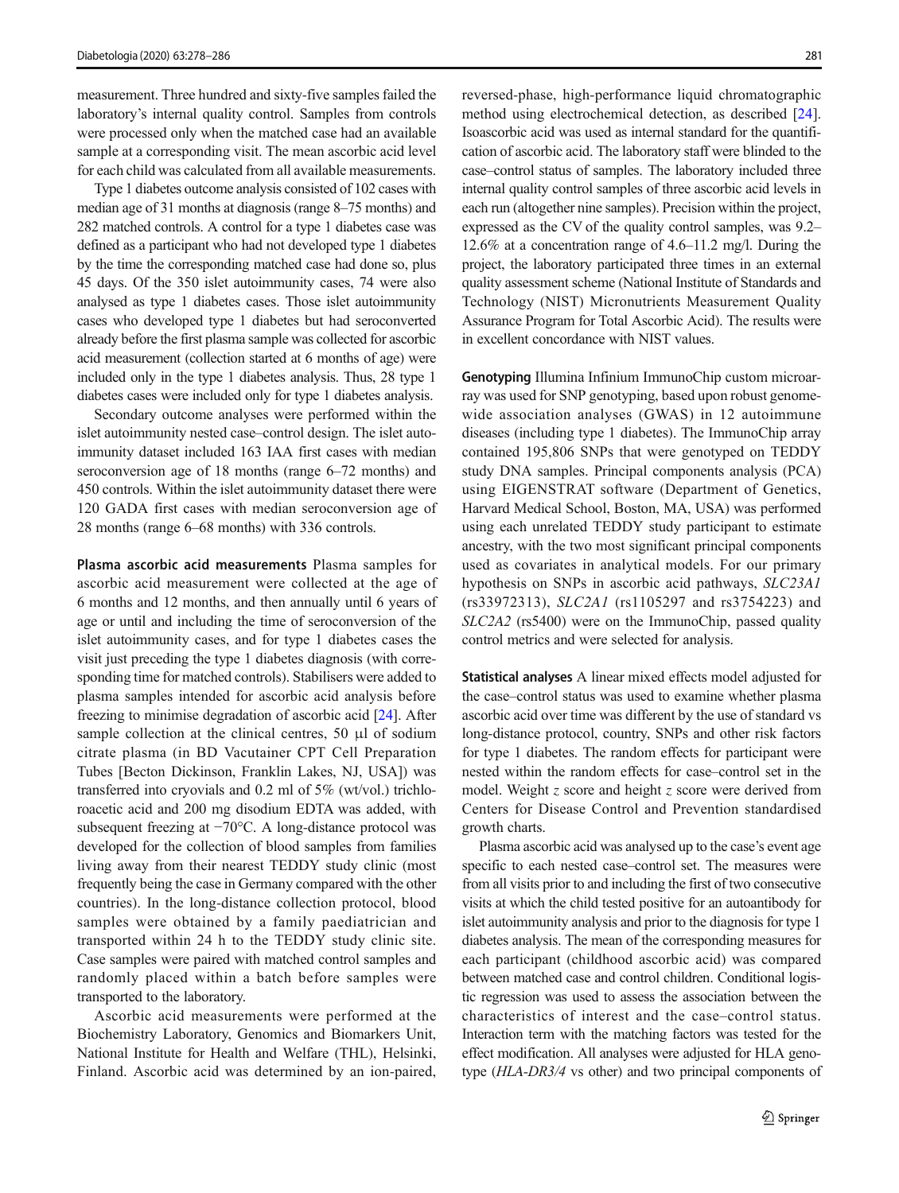measurement. Three hundred and sixty-five samples failed the laboratory's internal quality control. Samples from controls were processed only when the matched case had an available sample at a corresponding visit. The mean ascorbic acid level for each child was calculated from all available measurements.

Type 1 diabetes outcome analysis consisted of 102 cases with median age of 31 months at diagnosis (range 8–75 months) and 282 matched controls. A control for a type 1 diabetes case was defined as a participant who had not developed type 1 diabetes by the time the corresponding matched case had done so, plus 45 days. Of the 350 islet autoimmunity cases, 74 were also analysed as type 1 diabetes cases. Those islet autoimmunity cases who developed type 1 diabetes but had seroconverted already before the first plasma sample was collected for ascorbic acid measurement (collection started at 6 months of age) were included only in the type 1 diabetes analysis. Thus, 28 type 1 diabetes cases were included only for type 1 diabetes analysis.

Secondary outcome analyses were performed within the islet autoimmunity nested case–control design. The islet autoimmunity dataset included 163 IAA first cases with median seroconversion age of 18 months (range 6–72 months) and 450 controls. Within the islet autoimmunity dataset there were 120 GADA first cases with median seroconversion age of 28 months (range 6–68 months) with 336 controls.

**Plasma ascorbic acid measurements** Plasma samples for ascorbic acid measurement were collected at the age of 6 months and 12 months, and then annually until 6 years of age or until and including the time of seroconversion of the islet autoimmunity cases, and for type 1 diabetes cases the visit just preceding the type 1 diabetes diagnosis (with corresponding time for matched controls). Stabilisers were added to plasma samples intended for ascorbic acid analysis before freezing to minimise degradation of ascorbic acid [24]. After sample collection at the clinical centres, 50 µl of sodium citrate plasma (in BD Vacutainer CPT Cell Preparation Tubes [Becton Dickinson, Franklin Lakes, NJ, USA]) was transferred into cryovials and 0.2 ml of 5% (wt/vol.) trichloroacetic acid and 200 mg disodium EDTA was added, with subsequent freezing at −70°C. A long-distance protocol was developed for the collection of blood samples from families living away from their nearest TEDDY study clinic (most frequently being the case in Germany compared with the other countries). In the long-distance collection protocol, blood samples were obtained by a family paediatrician and transported within 24 h to the TEDDY study clinic site. Case samples were paired with matched control samples and randomly placed within a batch before samples were transported to the laboratory.

Ascorbic acid measurements were performed at the Biochemistry Laboratory, Genomics and Biomarkers Unit, National Institute for Health and Welfare (THL), Helsinki, Finland. Ascorbic acid was determined by an ion-paired, reversed-phase, high-performance liquid chromatographic method using electrochemical detection, as described [24]. Isoascorbic acid was used as internal standard for the quantification of ascorbic acid. The laboratory staff were blinded to the case–control status of samples. The laboratory included three internal quality control samples of three ascorbic acid levels in each run (altogether nine samples). Precision within the project, expressed as the CV of the quality control samples, was 9.2–12.6% at a concentration range of 4.6–11.2 mg/l. During the project, the laboratory participated three times in an external quality assessment scheme (National Institute of Standards and Technology (NIST) Micronutrients Measurement Quality Assurance Program for Total Ascorbic Acid). The results were in excellent concordance with NIST values.

**Genotyping** Illumina Infinium ImmunoChip custom microarray was used for SNP genotyping, based upon robust genome-wide association analyses (GWAS) in 12 autoimmune diseases (including type 1 diabetes). The ImmunoChip array contained 195,806 SNPs that were genotyped on TEDDY study DNA samples. Principal components analysis (PCA) using EIGENSTRAT software (Department of Genetics, Harvard Medical School, Boston, MA, USA) was performed using each unrelated TEDDY study participant to estimate ancestry, with the two most significant principal components used as covariates in analytical models. For our primary hypothesis on SNPs in ascorbic acid pathways, *SLC23A1* (rs33972313), *SLC2A1* (rs1105297 and rs3754223) and *SLC2A2* (rs5400) were on the ImmunoChip, passed quality control metrics and were selected for analysis.

**Statistical analyses** A linear mixed effects model adjusted for the case–control status was used to examine whether plasma ascorbic acid over time was different by the use of standard vs long-distance protocol, country, SNPs and other risk factors for type 1 diabetes. The random effects for participant were nested within the random effects for case–control set in the model. Weight $z$ score and height $z$ score were derived from Centers for Disease Control and Prevention standardised growth charts.

Plasma ascorbic acid was analysed up to the case's event age specific to each nested case–control set. The measures were from all visits prior to and including the first of two consecutive visits at which the child tested positive for an autoantibody for islet autoimmunity analysis and prior to the diagnosis for type 1 diabetes analysis. The mean of the corresponding measures for each participant (childhood ascorbic acid) was compared between matched case and control children. Conditional logistic regression was used to assess the association between the characteristics of interest and the case–control status. Interaction term with the matching factors was tested for the effect modification. All analyses were adjusted for HLA genotype (*HLA-DR3/4* vs other) and two principal components of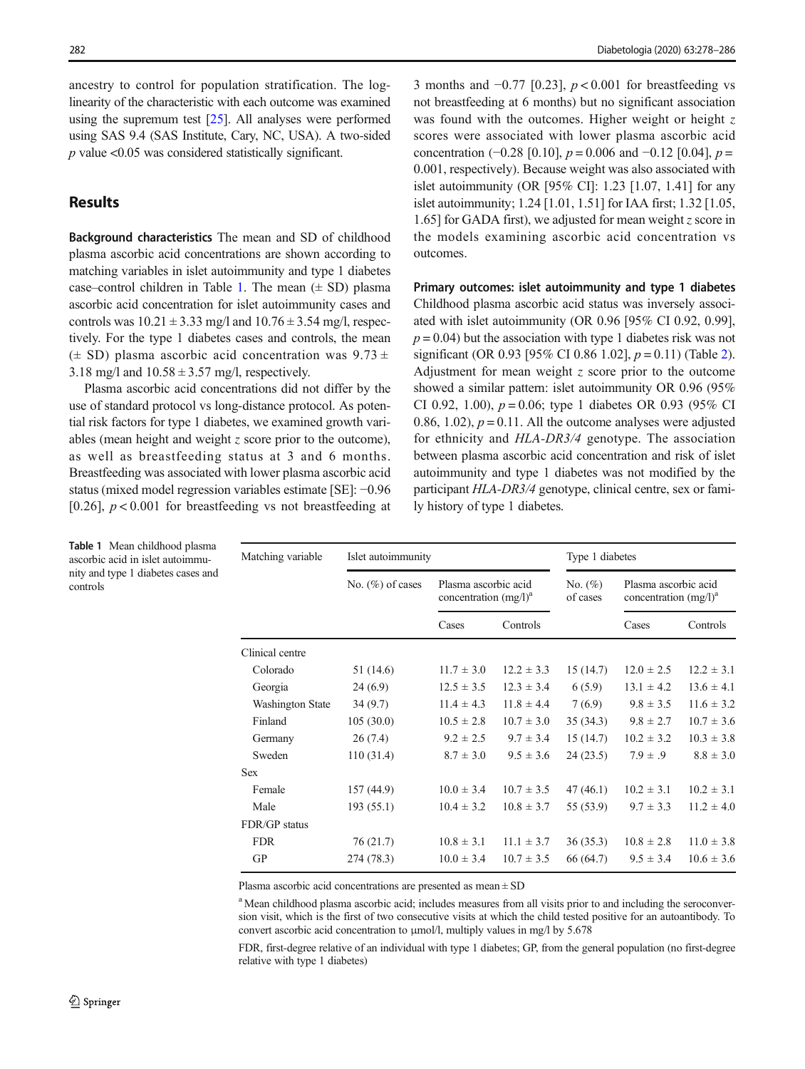ancestry to control for population stratification. The log-linearity of the characteristic with each outcome was examined using the supremum test [25]. All analyses were performed using SAS 9.4 (SAS Institute, Cary, NC, USA). A two-sided $p$ value <0.05 was considered statistically significant.

## Results

**Background characteristics** The mean and SD of childhood plasma ascorbic acid concentrations are shown according to matching variables in islet autoimmunity and type 1 diabetes case–control children in Table 1. The mean (± SD) plasma ascorbic acid concentration for islet autoimmunity cases and controls was 10.21 ± 3.33 mg/l and 10.76 ± 3.54 mg/l, respectively. For the type 1 diabetes cases and controls, the mean (± SD) plasma ascorbic acid concentration was 9.73 ± 3.18 mg/l and 10.58 ± 3.57 mg/l, respectively.

Plasma ascorbic acid concentrations did not differ by the use of standard protocol vs long-distance protocol. As potential risk factors for type 1 diabetes, we examined growth variables (mean height and weight $z$ score prior to the outcome), as well as breastfeeding status at 3 and 6 months. Breastfeeding was associated with lower plasma ascorbic acid status (mixed model regression variables estimate [SE]: −0.96 [0.26], $p < 0.001$ for breastfeeding vs not breastfeeding at 3 months and −0.77 [0.23], $p < 0.001$ for breastfeeding vs not breastfeeding at 6 months) but no significant association was found with the outcomes. Higher weight or height $z$ scores were associated with lower plasma ascorbic acid concentration (−0.28 [0.10], $p = 0.006$ and −0.12 [0.04], $p = 0.001$, respectively). Because weight was also associated with islet autoimmunity (OR [95% CI]: 1.23 [1.07, 1.41] for any islet autoimmunity; 1.24 [1.01, 1.51] for IAA first; 1.32 [1.05, 1.65] for GADA first), we adjusted for mean weight $z$ score in the models examining ascorbic acid concentration vs outcomes.

**Primary outcomes: islet autoimmunity and type 1 diabetes** Childhood plasma ascorbic acid status was inversely associated with islet autoimmunity (OR 0.96 [95% CI 0.92, 0.99], $p = 0.04$) but the association with type 1 diabetes risk was not significant (OR 0.93 [95% CI 0.86 1.02], $p = 0.11$) (Table 2). Adjustment for mean weight $z$ score prior to the outcome showed a similar pattern: islet autoimmunity OR 0.96 (95% CI 0.92, 1.00), $p = 0.06$; type 1 diabetes OR 0.93 (95% CI 0.86, 1.02), $p = 0.11$. All the outcome analyses were adjusted for ethnicity and *HLA-DR3/4* genotype. The association between plasma ascorbic acid concentration and risk of islet autoimmunity and type 1 diabetes was not modified by the participant *HLA-DR3/4* genotype, clinical centre, sex or family history of type 1 diabetes.

**Table 1** Mean childhood plasma ascorbic acid in islet autoimmunity and type 1 diabetes cases and controls

| Matching variable | Islet autoimmunity | | | Type 1 diabetes | | |
|---|---|---|---|---|---|---|
| | No. (%) of cases | Plasma ascorbic acid concentration (mg/l)[a] | | No. (%) of cases | Plasma ascorbic acid concentration (mg/l)[a] | |
| | | Cases | Controls | | Cases | Controls |
| Clinical centre | | | | | | |
| Colorado | 51 (14.6) | 11.7 ± 3.0 | 12.2 ± 3.3 | 15 (14.7) | 12.0 ± 2.5 | 12.2 ± 3.1 |
| Georgia | 24 (6.9) | 12.5 ± 3.5 | 12.3 ± 3.4 | 6 (5.9) | 13.1 ± 4.2 | 13.6 ± 4.1 |
| Washington State | 34 (9.7) | 11.4 ± 4.3 | 11.8 ± 4.4 | 7 (6.9) | 9.8 ± 3.5 | 11.6 ± 3.2 |
| Finland | 105 (30.0) | 10.5 ± 2.8 | 10.7 ± 3.0 | 35 (34.3) | 9.8 ± 2.7 | 10.7 ± 3.6 |
| Germany | 26 (7.4) | 9.2 ± 2.5 | 9.7 ± 3.4 | 15 (14.7) | 10.2 ± 3.2 | 10.3 ± 3.8 |
| Sweden | 110 (31.4) | 8.7 ± 3.0 | 9.5 ± 3.6 | 24 (23.5) | 7.9 ± .9 | 8.8 ± 3.0 |
| Sex | | | | | | |
| Female | 157 (44.9) | 10.0 ± 3.4 | 10.7 ± 3.5 | 47 (46.1) | 10.2 ± 3.1 | 10.2 ± 3.1 |
| Male | 193 (55.1) | 10.4 ± 3.2 | 10.8 ± 3.7 | 55 (53.9) | 9.7 ± 3.3 | 11.2 ± 4.0 |
| FDR/GP status | | | | | | |
| FDR | 76 (21.7) | 10.8 ± 3.1 | 11.1 ± 3.7 | 36 (35.3) | 10.8 ± 2.8 | 11.0 ± 3.8 |
| GP | 274 (78.3) | 10.0 ± 3.4 | 10.7 ± 3.5 | 66 (64.7) | 9.5 ± 3.4 | 10.6 ± 3.6 |

Plasma ascorbic acid concentrations are presented as mean ± SD

[a] Mean childhood plasma ascorbic acid; includes measures from all visits prior to and including the seroconversion visit, which is the first of two consecutive visits at which the child tested positive for an autoantibody. To convert ascorbic acid concentration to μmol/l, multiply values in mg/l by 5.678

FDR, first-degree relative of an individual with type 1 diabetes; GP, from the general population (no first-degree relative with type 1 diabetes)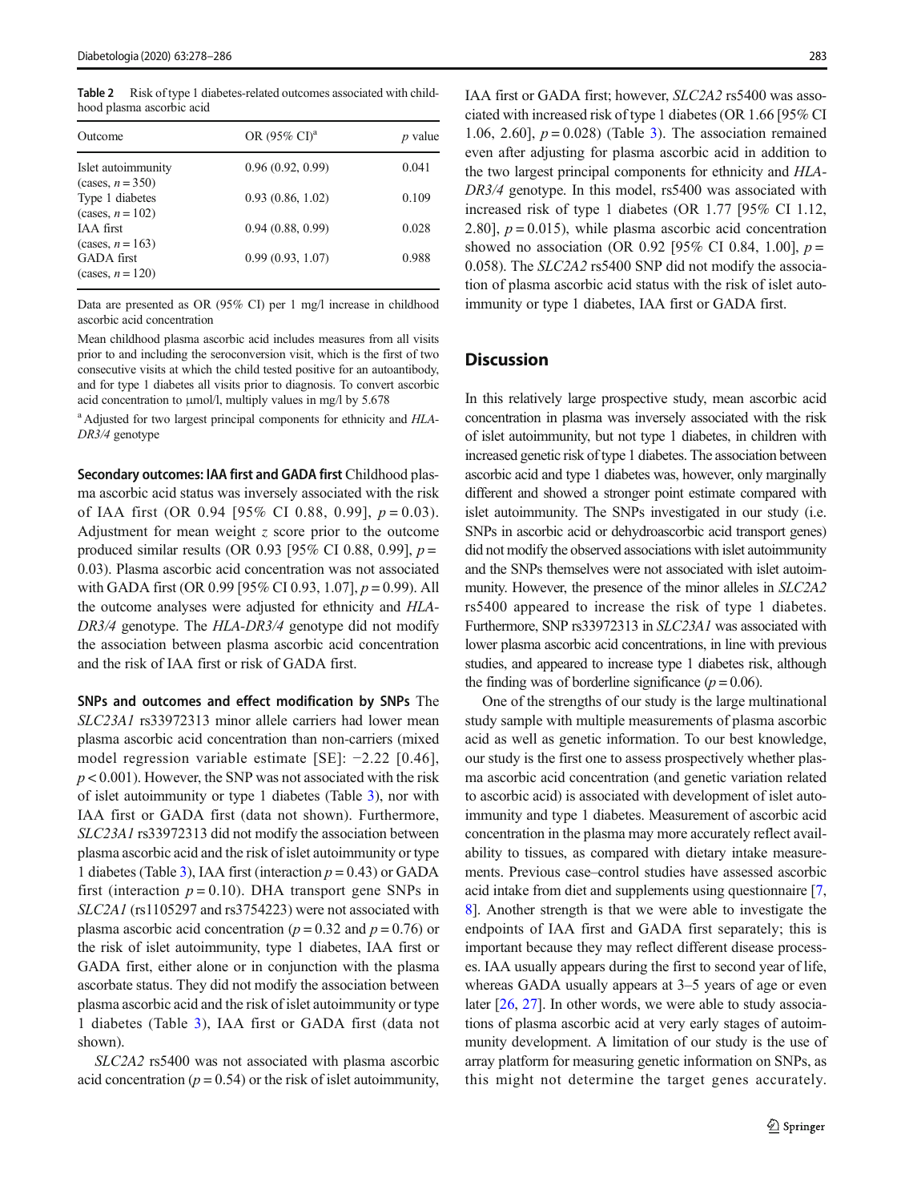**Table 2** Risk of type 1 diabetes-related outcomes associated with childhood plasma ascorbic acid

| Outcome | OR (95% CI)[a] | *p* value |
|---|---|---|
| Islet autoimmunity (cases, *n* = 350) | 0.96 (0.92, 0.99) | 0.041 |
| Type 1 diabetes (cases, *n* = 102) | 0.93 (0.86, 1.02) | 0.109 |
| IAA first (cases, *n* = 163) | 0.94 (0.88, 0.99) | 0.028 |
| GADA first (cases, *n* = 120) | 0.99 (0.93, 1.07) | 0.988 |

Data are presented as OR (95% CI) per 1 mg/l increase in childhood ascorbic acid concentration

Mean childhood plasma ascorbic acid includes measures from all visits prior to and including the seroconversion visit, which is the first of two consecutive visits at which the child tested positive for an autoantibody, and for type 1 diabetes all visits prior to diagnosis. To convert ascorbic acid concentration to μmol/l, multiply values in mg/l by 5.678

[a] Adjusted for two largest principal components for ethnicity and *HLA-DR3/4* genotype

**Secondary outcomes: IAA first and GADA first** Childhood plasma ascorbic acid status was inversely associated with the risk of IAA first (OR 0.94 [95% CI 0.88, 0.99], $p = 0.03$). Adjustment for mean weight $z$ score prior to the outcome produced similar results (OR 0.93 [95% CI 0.88, 0.99], $p = 0.03$). Plasma ascorbic acid concentration was not associated with GADA first (OR 0.99 [95% CI 0.93, 1.07], $p = 0.99$). All the outcome analyses were adjusted for ethnicity and *HLA-DR3/4* genotype. The *HLA-DR3/4* genotype did not modify the association between plasma ascorbic acid concentration and the risk of IAA first or risk of GADA first.

**SNPs and outcomes and effect modification by SNPs** The *SLC23A1* rs33972313 minor allele carriers had lower mean plasma ascorbic acid concentration than non-carriers (mixed model regression variable estimate [SE]: −2.22 [0.46], $p < 0.001$). However, the SNP was not associated with the risk of islet autoimmunity or type 1 diabetes (Table 3), nor with IAA first or GADA first (data not shown). Furthermore, *SLC23A1* rs33972313 did not modify the association between plasma ascorbic acid and the risk of islet autoimmunity or type 1 diabetes (Table 3), IAA first (interaction $p = 0.43$) or GADA first (interaction $p = 0.10$). DHA transport gene SNPs in *SLC2A1* (rs1105297 and rs3754223) were not associated with plasma ascorbic acid concentration ($p = 0.32$ and $p = 0.76$) or the risk of islet autoimmunity, type 1 diabetes, IAA first or GADA first, either alone or in conjunction with the plasma ascorbate status. They did not modify the association between plasma ascorbic acid and the risk of islet autoimmunity or type 1 diabetes (Table 3), IAA first or GADA first (data not shown).

*SLC2A2* rs5400 was not associated with plasma ascorbic acid concentration ($p = 0.54$) or the risk of islet autoimmunity, IAA first or GADA first; however, *SLC2A2* rs5400 was associated with increased risk of type 1 diabetes (OR 1.66 [95% CI 1.06, 2.60], $p = 0.028$) (Table 3). The association remained even after adjusting for plasma ascorbic acid in addition to the two largest principal components for ethnicity and *HLA-DR3/4* genotype. In this model, rs5400 was associated with increased risk of type 1 diabetes (OR 1.77 [95% CI 1.12, 2.80], $p = 0.015$), while plasma ascorbic acid concentration showed no association (OR 0.92 [95% CI 0.84, 1.00], $p = 0.058$). The *SLC2A2* rs5400 SNP did not modify the association of plasma ascorbic acid status with the risk of islet autoimmunity or type 1 diabetes, IAA first or GADA first.

## Discussion

In this relatively large prospective study, mean ascorbic acid concentration in plasma was inversely associated with the risk of islet autoimmunity, but not type 1 diabetes, in children with increased genetic risk of type 1 diabetes. The association between ascorbic acid and type 1 diabetes was, however, only marginally different and showed a stronger point estimate compared with islet autoimmunity. The SNPs investigated in our study (i.e. SNPs in ascorbic acid or dehydroascorbic acid transport genes) did not modify the observed associations with islet autoimmunity and the SNPs themselves were not associated with islet autoimmunity. However, the presence of the minor alleles in *SLC2A2* rs5400 appeared to increase the risk of type 1 diabetes. Furthermore, SNP rs33972313 in *SLC23A1* was associated with lower plasma ascorbic acid concentrations, in line with previous studies, and appeared to increase type 1 diabetes risk, although the finding was of borderline significance ($p = 0.06$).

One of the strengths of our study is the large multinational study sample with multiple measurements of plasma ascorbic acid as well as genetic information. To our best knowledge, our study is the first one to assess prospectively whether plasma ascorbic acid concentration (and genetic variation related to ascorbic acid) is associated with development of islet autoimmunity and type 1 diabetes. Measurement of ascorbic acid concentration in the plasma may more accurately reflect availability to tissues, as compared with dietary intake measurements. Previous case–control studies have assessed ascorbic acid intake from diet and supplements using questionnaire [7, 8]. Another strength is that we were able to investigate the endpoints of IAA first and GADA first separately; this is important because they may reflect different disease processes. IAA usually appears during the first to second year of life, whereas GADA usually appears at 3–5 years of age or even later [26, 27]. In other words, we were able to study associations of plasma ascorbic acid at very early stages of autoimmunity development. A limitation of our study is the use of array platform for measuring genetic information on SNPs, as this might not determine the target genes accurately.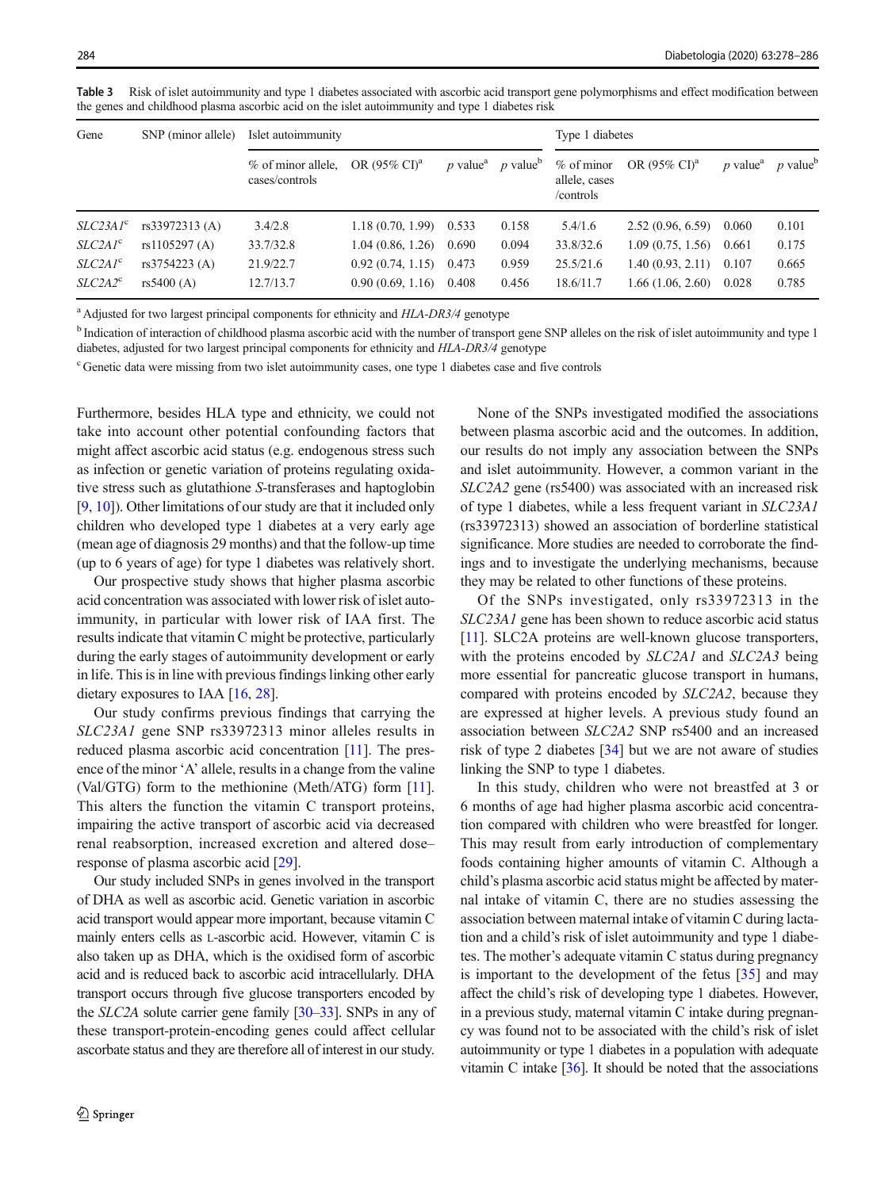**Table 3** Risk of islet autoimmunity and type 1 diabetes associated with ascorbic acid transport gene polymorphisms and effect modification between the genes and childhood plasma ascorbic acid on the islet autoimmunity and type 1 diabetes risk

| Gene | SNP (minor allele) | Islet autoimmunity | | | | Type 1 diabetes | | | |
|---|---|---|---|---|---|---|---|---|---|
| | | % of minor allele, cases/controls | OR (95% CI)[a] | p value[a] | p value[b] | % of minor allele, cases /controls | OR (95% CI)[a] | p value[a] | p value[b] |
| *SLC23A1*[c] | rs33972313 (A) | 3.4/2.8 | 1.18 (0.70, 1.99) | 0.533 | 0.158 | 5.4/1.6 | 2.52 (0.96, 6.59) | 0.060 | 0.101 |
| *SLC2A1*[c] | rs1105297 (A) | 33.7/32.8 | 1.04 (0.86, 1.26) | 0.690 | 0.094 | 33.8/32.6 | 1.09 (0.75, 1.56) | 0.661 | 0.175 |
| *SLC2A1*[c] | rs3754223 (A) | 21.9/22.7 | 0.92 (0.74, 1.15) | 0.473 | 0.959 | 25.5/21.6 | 1.40 (0.93, 2.11) | 0.107 | 0.665 |
| *SLC2A2*[c] | rs5400 (A) | 12.7/13.7 | 0.90 (0.69, 1.16) | 0.408 | 0.456 | 18.6/11.7 | 1.66 (1.06, 2.60) | 0.028 | 0.785 |

[a] Adjusted for two largest principal components for ethnicity and *HLA-DR3/4* genotype

[b] Indication of interaction of childhood plasma ascorbic acid with the number of transport gene SNP alleles on the risk of islet autoimmunity and type 1 diabetes, adjusted for two largest principal components for ethnicity and *HLA-DR3/4* genotype

[c] Genetic data were missing from two islet autoimmunity cases, one type 1 diabetes case and five controls

Furthermore, besides HLA type and ethnicity, we could not take into account other potential confounding factors that might affect ascorbic acid status (e.g. endogenous stress such as infection or genetic variation of proteins regulating oxidative stress such as glutathione *S*-transferases and haptoglobin [9, 10]). Other limitations of our study are that it included only children who developed type 1 diabetes at a very early age (mean age of diagnosis 29 months) and that the follow-up time (up to 6 years of age) for type 1 diabetes was relatively short.

Our prospective study shows that higher plasma ascorbic acid concentration was associated with lower risk of islet autoimmunity, in particular with lower risk of IAA first. The results indicate that vitamin C might be protective, particularly during the early stages of autoimmunity development or early in life. This is in line with previous findings linking other early dietary exposures to IAA [16, 28].

Our study confirms previous findings that carrying the *SLC23A1* gene SNP rs33972313 minor alleles results in reduced plasma ascorbic acid concentration [11]. The presence of the minor 'A' allele, results in a change from the valine (Val/GTG) form to the methionine (Meth/ATG) form [11]. This alters the function the vitamin C transport proteins, impairing the active transport of ascorbic acid via decreased renal reabsorption, increased excretion and altered dose–response of plasma ascorbic acid [29].

Our study included SNPs in genes involved in the transport of DHA as well as ascorbic acid. Genetic variation in ascorbic acid transport would appear more important, because vitamin C mainly enters cells as L-ascorbic acid. However, vitamin C is also taken up as DHA, which is the oxidised form of ascorbic acid and is reduced back to ascorbic acid intracellularly. DHA transport occurs through five glucose transporters encoded by the *SLC2A* solute carrier gene family [30–33]. SNPs in any of these transport-protein-encoding genes could affect cellular ascorbate status and they are therefore all of interest in our study.

None of the SNPs investigated modified the associations between plasma ascorbic acid and the outcomes. In addition, our results do not imply any association between the SNPs and islet autoimmunity. However, a common variant in the *SLC2A2* gene (rs5400) was associated with an increased risk of type 1 diabetes, while a less frequent variant in *SLC23A1* (rs33972313) showed an association of borderline statistical significance. More studies are needed to corroborate the findings and to investigate the underlying mechanisms, because they may be related to other functions of these proteins.

Of the SNPs investigated, only rs33972313 in the *SLC23A1* gene has been shown to reduce ascorbic acid status [11]. SLC2A proteins are well-known glucose transporters, with the proteins encoded by *SLC2A1* and *SLC2A3* being more essential for pancreatic glucose transport in humans, compared with proteins encoded by *SLC2A2*, because they are expressed at higher levels. A previous study found an association between *SLC2A2* SNP rs5400 and an increased risk of type 2 diabetes [34] but we are not aware of studies linking the SNP to type 1 diabetes.

In this study, children who were not breastfed at 3 or 6 months of age had higher plasma ascorbic acid concentration compared with children who were breastfed for longer. This may result from early introduction of complementary foods containing higher amounts of vitamin C. Although a child's plasma ascorbic acid status might be affected by maternal intake of vitamin C, there are no studies assessing the association between maternal intake of vitamin C during lactation and a child's risk of islet autoimmunity and type 1 diabetes. The mother's adequate vitamin C status during pregnancy is important to the development of the fetus [35] and may affect the child's risk of developing type 1 diabetes. However, in a previous study, maternal vitamin C intake during pregnancy was found not to be associated with the child's risk of islet autoimmunity or type 1 diabetes in a population with adequate vitamin C intake [36]. It should be noted that the associations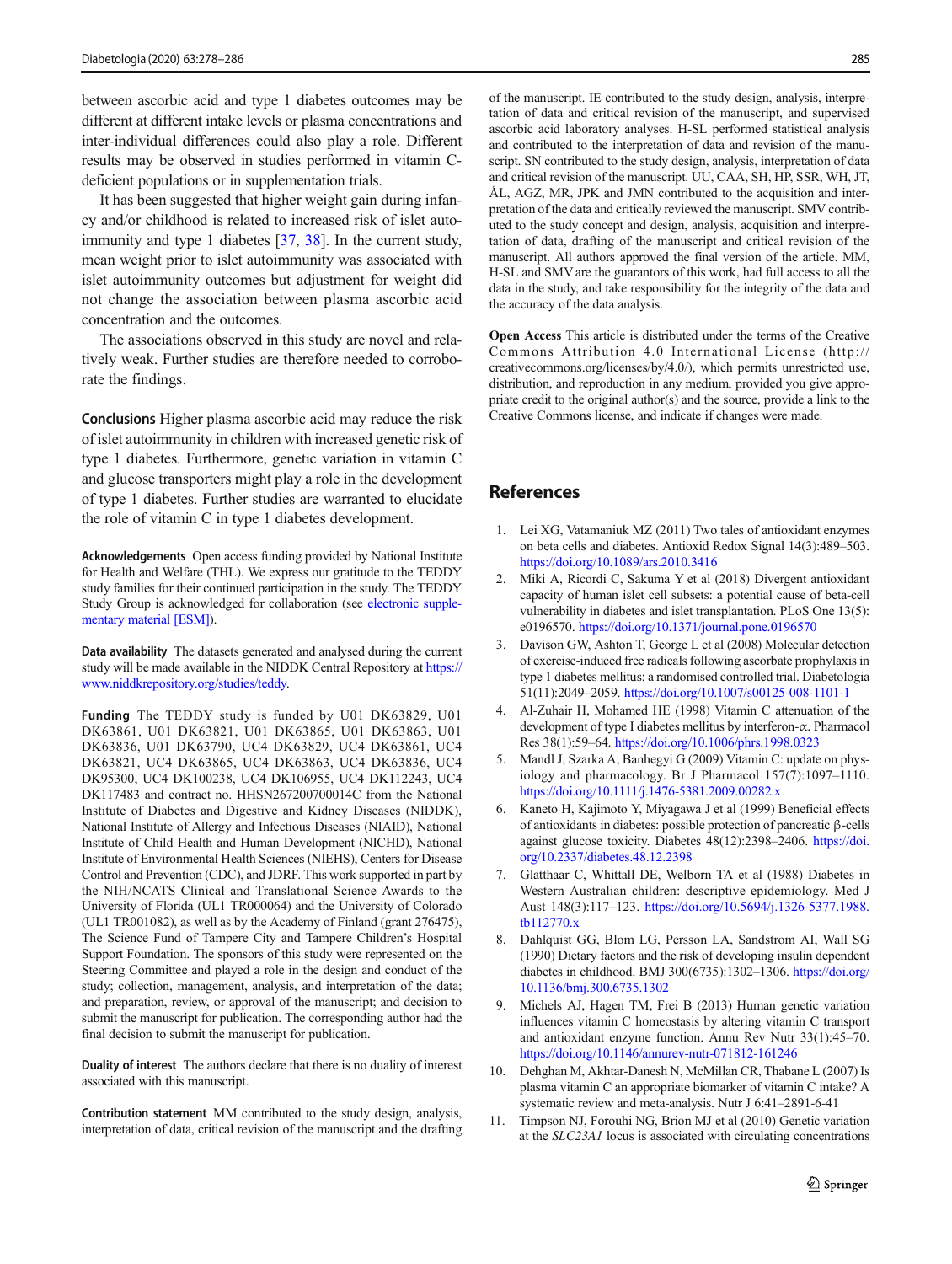between ascorbic acid and type 1 diabetes outcomes may be different at different intake levels or plasma concentrations and inter-individual differences could also play a role. Different results may be observed in studies performed in vitamin C-deficient populations or in supplementation trials.

It has been suggested that higher weight gain during infancy and/or childhood is related to increased risk of islet autoimmunity and type 1 diabetes [37, 38]. In the current study, mean weight prior to islet autoimmunity was associated with islet autoimmunity outcomes but adjustment for weight did not change the association between plasma ascorbic acid concentration and the outcomes.

The associations observed in this study are novel and relatively weak. Further studies are therefore needed to corroborate the findings.

**Conclusions** Higher plasma ascorbic acid may reduce the risk of islet autoimmunity in children with increased genetic risk of type 1 diabetes. Furthermore, genetic variation in vitamin C and glucose transporters might play a role in the development of type 1 diabetes. Further studies are warranted to elucidate the role of vitamin C in type 1 diabetes development.

**Acknowledgements** Open access funding provided by National Institute for Health and Welfare (THL). We express our gratitude to the TEDDY study families for their continued participation in the study. The TEDDY Study Group is acknowledged for collaboration (see electronic supplementary material [ESM]).

**Data availability** The datasets generated and analysed during the current study will be made available in the NIDDK Central Repository at https://www.niddkrepository.org/studies/teddy.

**Funding** The TEDDY study is funded by U01 DK63829, U01 DK63861, U01 DK63821, U01 DK63865, U01 DK63863, U01 DK63836, U01 DK63790, UC4 DK63829, UC4 DK63861, UC4 DK63821, UC4 DK63865, UC4 DK63863, UC4 DK63836, UC4 DK95300, UC4 DK100238, UC4 DK106955, UC4 DK112243, UC4 DK117483 and contract no. HHSN267200700014C from the National Institute of Diabetes and Digestive and Kidney Diseases (NIDDK), National Institute of Allergy and Infectious Diseases (NIAID), National Institute of Child Health and Human Development (NICHD), National Institute of Environmental Health Sciences (NIEHS), Centers for Disease Control and Prevention (CDC), and JDRF. This work supported in part by the NIH/NCATS Clinical and Translational Science Awards to the University of Florida (UL1 TR000064) and the University of Colorado (UL1 TR001082), as well as by the Academy of Finland (grant 276475), The Science Fund of Tampere City and Tampere Children's Hospital Support Foundation. The sponsors of this study were represented on the Steering Committee and played a role in the design and conduct of the study; collection, management, analysis, and interpretation of the data; and preparation, review, or approval of the manuscript; and decision to submit the manuscript for publication. The corresponding author had the final decision to submit the manuscript for publication.

**Duality of interest** The authors declare that there is no duality of interest associated with this manuscript.

**Contribution statement** MM contributed to the study design, analysis, interpretation of data, critical revision of the manuscript and the drafting of the manuscript. IE contributed to the study design, analysis, interpretation of data and critical revision of the manuscript, and supervised ascorbic acid laboratory analyses. H-SL performed statistical analysis and contributed to the interpretation of data and revision of the manuscript. SN contributed to the study design, analysis, interpretation of data and critical revision of the manuscript. UU, CAA, SH, HP, SSR, WH, JT, ÅL, AGZ, MR, JPK and JMN contributed to the acquisition and interpretation of the data and critically reviewed the manuscript. SMV contributed to the study concept and design, analysis, acquisition and interpretation of data, drafting of the manuscript and critical revision of the manuscript. All authors approved the final version of the article. MM, H-SL and SMV are the guarantors of this work, had full access to all the data in the study, and take responsibility for the integrity of the data and the accuracy of the data analysis.

**Open Access** This article is distributed under the terms of the Creative Commons Attribution 4.0 International License (http://creativecommons.org/licenses/by/4.0/), which permits unrestricted use, distribution, and reproduction in any medium, provided you give appropriate credit to the original author(s) and the source, provide a link to the Creative Commons license, and indicate if changes were made.

## References

1. Lei XG, Vatamaniuk MZ (2011) Two tales of antioxidant enzymes on beta cells and diabetes. Antioxid Redox Signal 14(3):489–503. https://doi.org/10.1089/ars.2010.3416
2. Miki A, Ricordi C, Sakuma Y et al (2018) Divergent antioxidant capacity of human islet cell subsets: a potential cause of beta-cell vulnerability in diabetes and islet transplantation. PLoS One 13(5): e0196570. https://doi.org/10.1371/journal.pone.0196570
3. Davison GW, Ashton T, George L et al (2008) Molecular detection of exercise-induced free radicals following ascorbate prophylaxis in type 1 diabetes mellitus: a randomised controlled trial. Diabetologia 51(11):2049–2059. https://doi.org/10.1007/s00125-008-1101-1
4. Al-Zuhair H, Mohamed HE (1998) Vitamin C attenuation of the development of type I diabetes mellitus by interferon-α. Pharmacol Res 38(1):59–64. https://doi.org/10.1006/phrs.1998.0323
5. Mandl J, Szarka A, Banhegyi G (2009) Vitamin C: update on physiology and pharmacology. Br J Pharmacol 157(7):1097–1110. https://doi.org/10.1111/j.1476-5381.2009.00282.x
6. Kaneto H, Kajimoto Y, Miyagawa J et al (1999) Beneficial effects of antioxidants in diabetes: possible protection of pancreatic β-cells against glucose toxicity. Diabetes 48(12):2398–2406. https://doi.org/10.2337/diabetes.48.12.2398
7. Glatthaar C, Whittall DE, Welborn TA et al (1988) Diabetes in Western Australian children: descriptive epidemiology. Med J Aust 148(3):117–123. https://doi.org/10.5694/j.1326-5377.1988.tb112770.x
8. Dahlquist GG, Blom LG, Persson LA, Sandstrom AI, Wall SG (1990) Dietary factors and the risk of developing insulin dependent diabetes in childhood. BMJ 300(6735):1302–1306. https://doi.org/10.1136/bmj.300.6735.1302
9. Michels AJ, Hagen TM, Frei B (2013) Human genetic variation influences vitamin C homeostasis by altering vitamin C transport and antioxidant enzyme function. Annu Rev Nutr 33(1):45–70. https://doi.org/10.1146/annurev-nutr-071812-161246
10. Dehghan M, Akhtar-Danesh N, McMillan CR, Thabane L (2007) Is plasma vitamin C an appropriate biomarker of vitamin C intake? A systematic review and meta-analysis. Nutr J 6:41–2891-6-41
11. Timpson NJ, Forouhi NG, Brion MJ et al (2010) Genetic variation at the *SLC23A1* locus is associated with circulating concentrations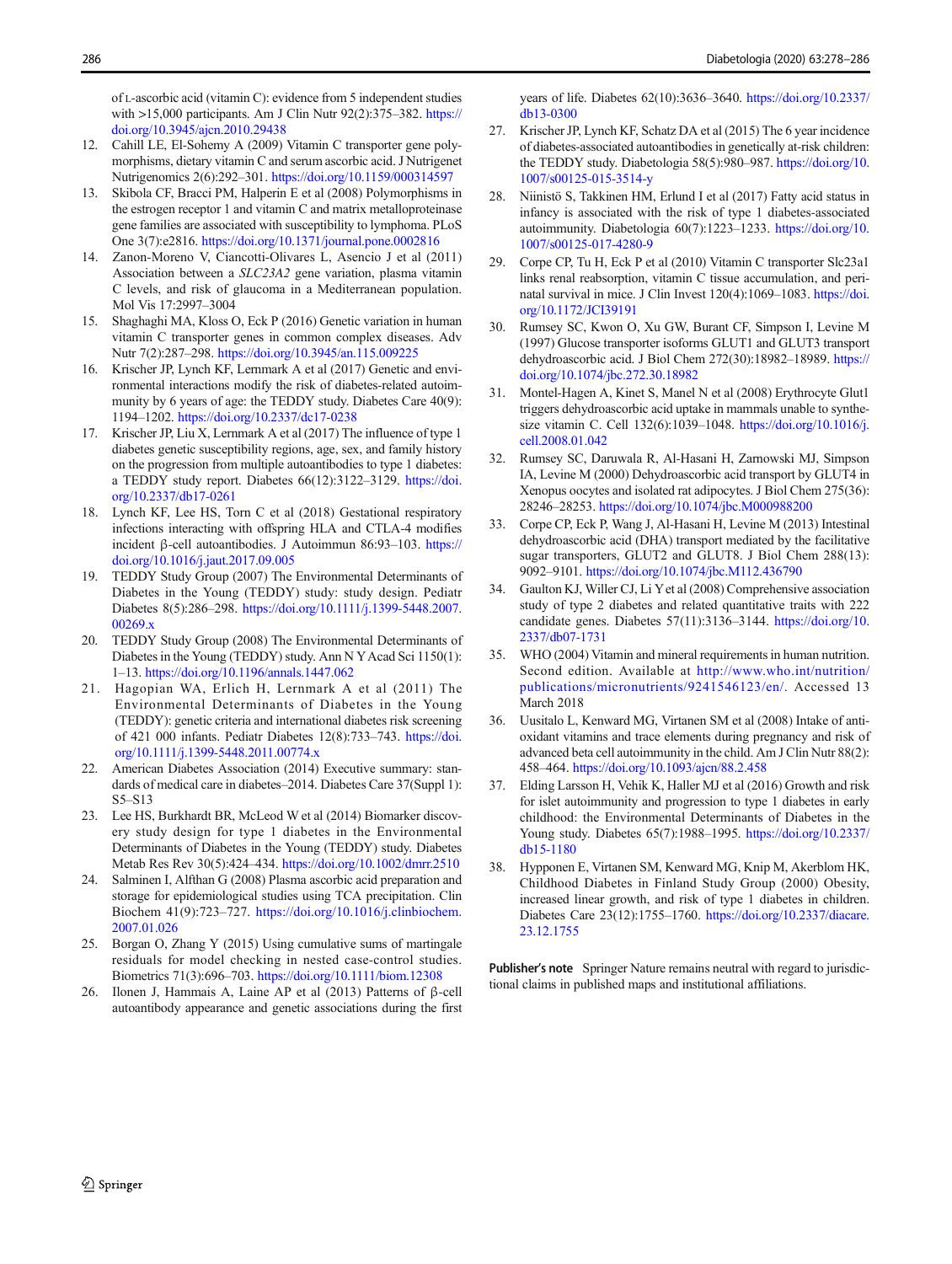of L-ascorbic acid (vitamin C): evidence from 5 independent studies with >15,000 participants. Am J Clin Nutr 92(2):375–382. https://doi.org/10.3945/ajcn.2010.29438

12. Cahill LE, El-Sohemy A (2009) Vitamin C transporter gene polymorphisms, dietary vitamin C and serum ascorbic acid. J Nutrigenet Nutrigenomics 2(6):292–301. https://doi.org/10.1159/000314597
13. Skibola CF, Bracci PM, Halperin E et al (2008) Polymorphisms in the estrogen receptor 1 and vitamin C and matrix metalloproteinase gene families are associated with susceptibility to lymphoma. PLoS One 3(7):e2816. https://doi.org/10.1371/journal.pone.0002816
14. Zanon-Moreno V, Ciancotti-Olivares L, Asencio J et al (2011) Association between a *SLC23A2* gene variation, plasma vitamin C levels, and risk of glaucoma in a Mediterranean population. Mol Vis 17:2997–3004
15. Shaghaghi MA, Kloss O, Eck P (2016) Genetic variation in human vitamin C transporter genes in common complex diseases. Adv Nutr 7(2):287–298. https://doi.org/10.3945/an.115.009225
16. Krischer JP, Lynch KF, Lernmark A et al (2017) Genetic and environmental interactions modify the risk of diabetes-related autoimmunity by 6 years of age: the TEDDY study. Diabetes Care 40(9):1194–1202. https://doi.org/10.2337/dc17-0238
17. Krischer JP, Liu X, Lernmark A et al (2017) The influence of type 1 diabetes genetic susceptibility regions, age, sex, and family history on the progression from multiple autoantibodies to type 1 diabetes: a TEDDY study report. Diabetes 66(12):3122–3129. https://doi.org/10.2337/db17-0261
18. Lynch KF, Lee HS, Torn C et al (2018) Gestational respiratory infections interacting with offspring HLA and CTLA-4 modifies incident β-cell autoantibodies. J Autoimmun 86:93–103. https://doi.org/10.1016/j.jaut.2017.09.005
19. TEDDY Study Group (2007) The Environmental Determinants of Diabetes in the Young (TEDDY) study: study design. Pediatr Diabetes 8(5):286–298. https://doi.org/10.1111/j.1399-5448.2007.00269.x
20. TEDDY Study Group (2008) The Environmental Determinants of Diabetes in the Young (TEDDY) study. Ann N Y Acad Sci 1150(1):1–13. https://doi.org/10.1196/annals.1447.062
21. Hagopian WA, Erlich H, Lernmark A et al (2011) The Environmental Determinants of Diabetes in the Young (TEDDY): genetic criteria and international diabetes risk screening of 421 000 infants. Pediatr Diabetes 12(8):733–743. https://doi.org/10.1111/j.1399-5448.2011.00774.x
22. American Diabetes Association (2014) Executive summary: standards of medical care in diabetes–2014. Diabetes Care 37(Suppl 1):S5–S13
23. Lee HS, Burkhardt BR, McLeod W et al (2014) Biomarker discovery study design for type 1 diabetes in the Environmental Determinants of Diabetes in the Young (TEDDY) study. Diabetes Metab Res Rev 30(5):424–434. https://doi.org/10.1002/dmrr.2510
24. Salminen I, Alfthan G (2008) Plasma ascorbic acid preparation and storage for epidemiological studies using TCA precipitation. Clin Biochem 41(9):723–727. https://doi.org/10.1016/j.clinbiochem.2007.01.026
25. Borgan O, Zhang Y (2015) Using cumulative sums of martingale residuals for model checking in nested case-control studies. Biometrics 71(3):696–703. https://doi.org/10.1111/biom.12308
26. Ilonen J, Hammais A, Laine AP et al (2013) Patterns of β-cell autoantibody appearance and genetic associations during the first years of life. Diabetes 62(10):3636–3640. https://doi.org/10.2337/db13-0300
27. Krischer JP, Lynch KF, Schatz DA et al (2015) The 6 year incidence of diabetes-associated autoantibodies in genetically at-risk children: the TEDDY study. Diabetologia 58(5):980–987. https://doi.org/10.1007/s00125-015-3514-y
28. Niinistö S, Takkinen HM, Erlund I et al (2017) Fatty acid status in infancy is associated with the risk of type 1 diabetes-associated autoimmunity. Diabetologia 60(7):1223–1233. https://doi.org/10.1007/s00125-017-4280-9
29. Corpe CP, Tu H, Eck P et al (2010) Vitamin C transporter Slc23a1 links renal reabsorption, vitamin C tissue accumulation, and perinatal survival in mice. J Clin Invest 120(4):1069–1083. https://doi.org/10.1172/JCI39191
30. Rumsey SC, Kwon O, Xu GW, Burant CF, Simpson I, Levine M (1997) Glucose transporter isoforms GLUT1 and GLUT3 transport dehydroascorbic acid. J Biol Chem 272(30):18982–18989. https://doi.org/10.1074/jbc.272.30.18982
31. Montel-Hagen A, Kinet S, Manel N et al (2008) Erythrocyte Glut1 triggers dehydroascorbic acid uptake in mammals unable to synthesize vitamin C. Cell 132(6):1039–1048. https://doi.org/10.1016/j.cell.2008.01.042
32. Rumsey SC, Daruwala R, Al-Hasani H, Zarnowski MJ, Simpson IA, Levine M (2000) Dehydroascorbic acid transport by GLUT4 in Xenopus oocytes and isolated rat adipocytes. J Biol Chem 275(36):28246–28253. https://doi.org/10.1074/jbc.M000988200
33. Corpe CP, Eck P, Wang J, Al-Hasani H, Levine M (2013) Intestinal dehydroascorbic acid (DHA) transport mediated by the facilitative sugar transporters, GLUT2 and GLUT8. J Biol Chem 288(13):9092–9101. https://doi.org/10.1074/jbc.M112.436790
34. Gaulton KJ, Willer CJ, Li Y et al (2008) Comprehensive association study of type 2 diabetes and related quantitative traits with 222 candidate genes. Diabetes 57(11):3136–3144. https://doi.org/10.2337/db07-1731
35. WHO (2004) Vitamin and mineral requirements in human nutrition. Second edition. Available at http://www.who.int/nutrition/publications/micronutrients/9241546123/en/. Accessed 13 March 2018
36. Uusitalo L, Kenward MG, Virtanen SM et al (2008) Intake of antioxidant vitamins and trace elements during pregnancy and risk of advanced beta cell autoimmunity in the child. Am J Clin Nutr 88(2):458–464. https://doi.org/10.1093/ajcn/88.2.458
37. Elding Larsson H, Vehik K, Haller MJ et al (2016) Growth and risk for islet autoimmunity and progression to type 1 diabetes in early childhood: the Environmental Determinants of Diabetes in the Young study. Diabetes 65(7):1988–1995. https://doi.org/10.2337/db15-1180
38. Hypponen E, Virtanen SM, Kenward MG, Knip M, Akerblom HK, Childhood Diabetes in Finland Study Group (2000) Obesity, increased linear growth, and risk of type 1 diabetes in children. Diabetes Care 23(12):1755–1760. https://doi.org/10.2337/diacare.23.12.1755

**Publisher's note** Springer Nature remains neutral with regard to jurisdictional claims in published maps and institutional affiliations.